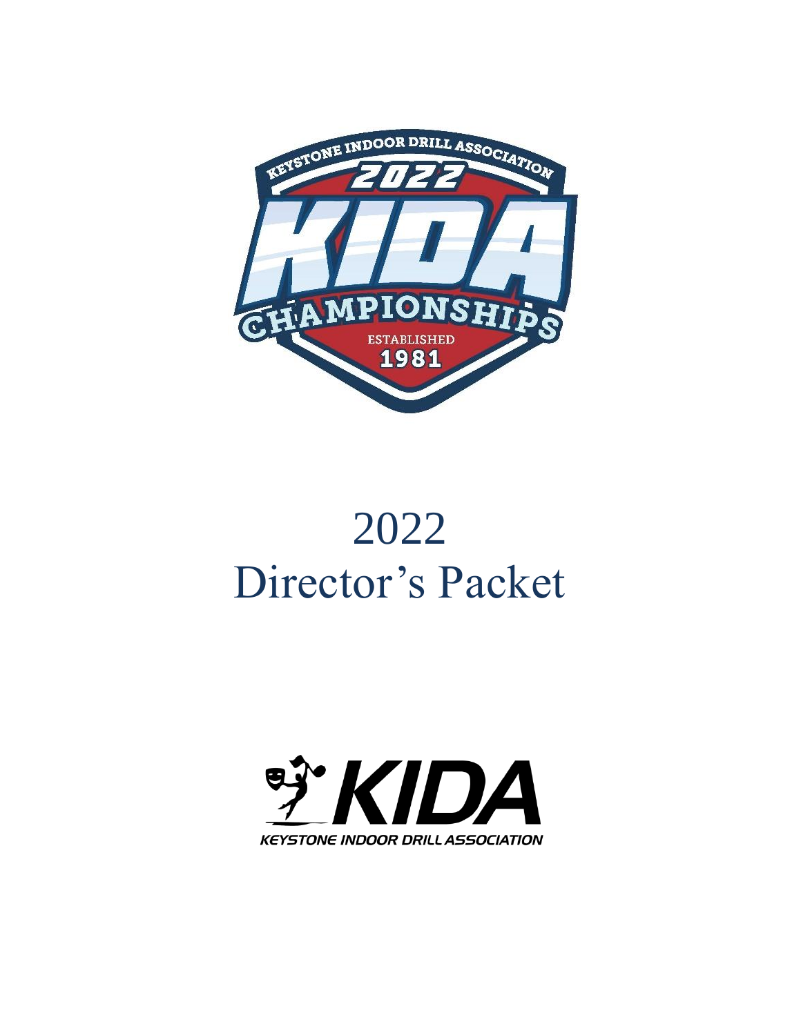# 2022
# Director's Packet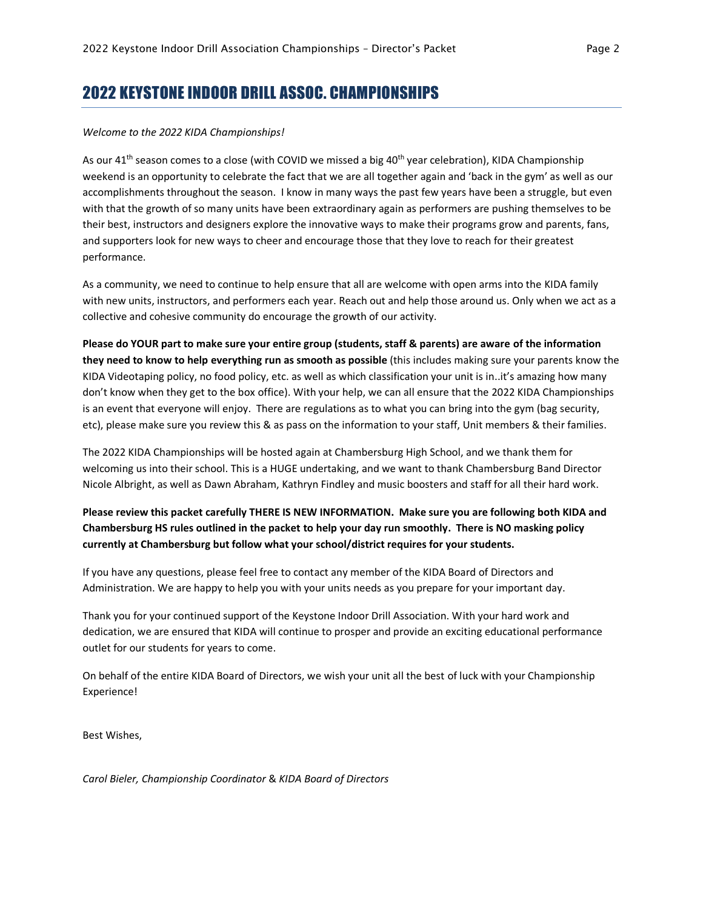## 2022 KEYSTONE INDOOR DRILL ASSOC. CHAMPIONSHIPS

*Welcome to the 2022 KIDA Championships!*

As our 41[th] season comes to a close (with COVID we missed a big 40[th] year celebration), KIDA Championship weekend is an opportunity to celebrate the fact that we are all together again and 'back in the gym' as well as our accomplishments throughout the season. I know in many ways the past few years have been a struggle, but even with that the growth of so many units have been extraordinary again as performers are pushing themselves to be their best, instructors and designers explore the innovative ways to make their programs grow and parents, fans, and supporters look for new ways to cheer and encourage those that they love to reach for their greatest performance.

As a community, we need to continue to help ensure that all are welcome with open arms into the KIDA family with new units, instructors, and performers each year. Reach out and help those around us. Only when we act as a collective and cohesive community do encourage the growth of our activity.

**Please do YOUR part to make sure your entire group (students, staff & parents) are aware of the information they need to know to help everything run as smooth as possible** (this includes making sure your parents know the KIDA Videotaping policy, no food policy, etc. as well as which classification your unit is in..it's amazing how many don't know when they get to the box office). With your help, we can all ensure that the 2022 KIDA Championships is an event that everyone will enjoy. There are regulations as to what you can bring into the gym (bag security, etc), please make sure you review this & as pass on the information to your staff, Unit members & their families.

The 2022 KIDA Championships will be hosted again at Chambersburg High School, and we thank them for welcoming us into their school. This is a HUGE undertaking, and we want to thank Chambersburg Band Director Nicole Albright, as well as Dawn Abraham, Kathryn Findley and music boosters and staff for all their hard work.

**Please review this packet carefully THERE IS NEW INFORMATION. Make sure you are following both KIDA and Chambersburg HS rules outlined in the packet to help your day run smoothly. There is NO masking policy currently at Chambersburg but follow what your school/district requires for your students.**

If you have any questions, please feel free to contact any member of the KIDA Board of Directors and Administration. We are happy to help you with your units needs as you prepare for your important day.

Thank you for your continued support of the Keystone Indoor Drill Association. With your hard work and dedication, we are ensured that KIDA will continue to prosper and provide an exciting educational performance outlet for our students for years to come.

On behalf of the entire KIDA Board of Directors, we wish your unit all the best of luck with your Championship Experience!

Best Wishes,

*Carol Bieler, Championship Coordinator* & *KIDA Board of Directors*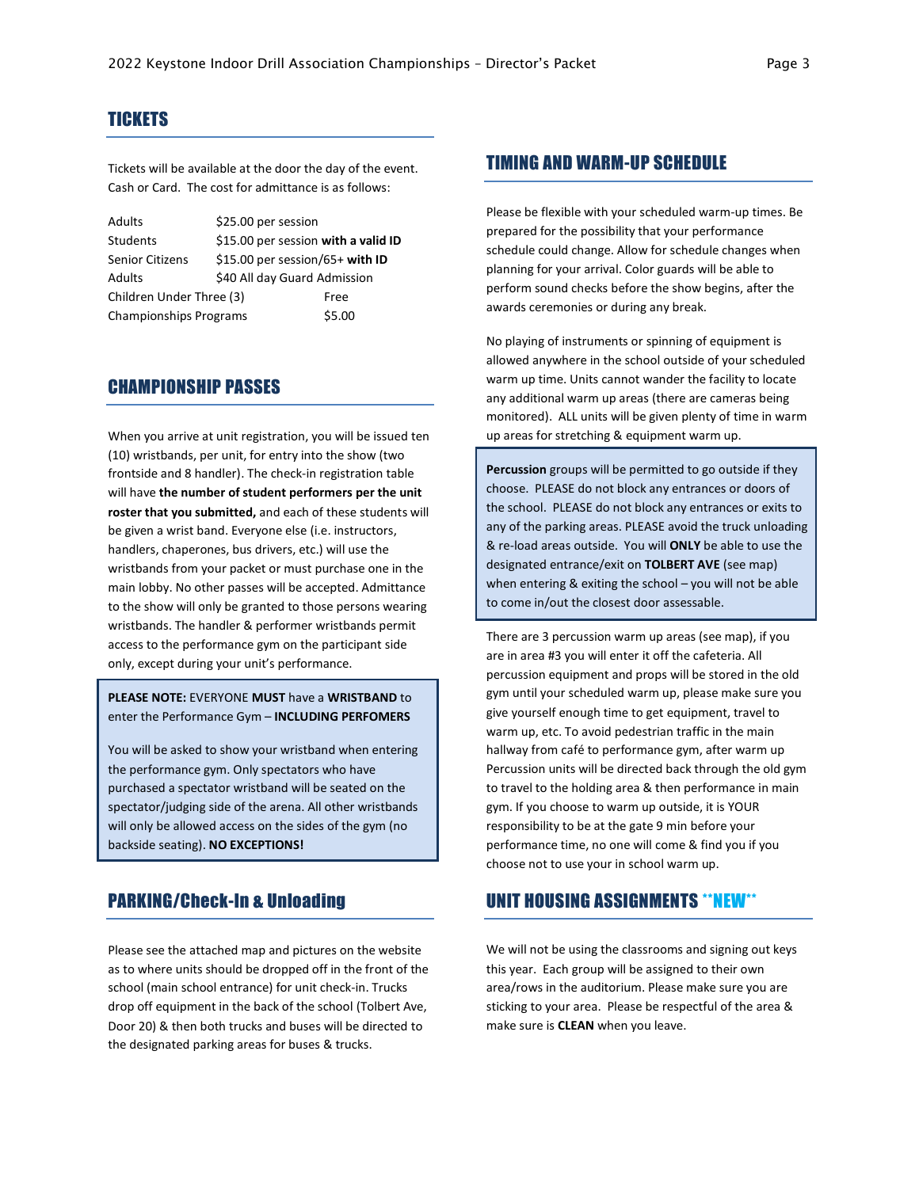## TICKETS

Tickets will be available at the door the day of the event. Cash or Card. The cost for admittance is as follows:

| | |
|---|---|
| Adults | $25.00 per session |
| Students | $15.00 per session **with a valid ID** |
| Senior Citizens | $15.00 per session/65+ **with ID** |
| Adults | $40 All day Guard Admission |
| Children Under Three (3) | Free |
| Championships Programs | $5.00 |

## CHAMPIONSHIP PASSES

When you arrive at unit registration, you will be issued ten (10) wristbands, per unit, for entry into the show (two frontside and 8 handler). The check-in registration table will have **the number of student performers per the unit roster that you submitted,** and each of these students will be given a wrist band. Everyone else (i.e. instructors, handlers, chaperones, bus drivers, etc.) will use the wristbands from your packet or must purchase one in the main lobby. No other passes will be accepted. Admittance to the show will only be granted to those persons wearing wristbands. The handler & performer wristbands permit access to the performance gym on the participant side only, except during your unit's performance.

**PLEASE NOTE:** EVERYONE **MUST** have a **WRISTBAND** to enter the Performance Gym – **INCLUDING PERFOMERS**

You will be asked to show your wristband when entering the performance gym. Only spectators who have purchased a spectator wristband will be seated on the spectator/judging side of the arena. All other wristbands will only be allowed access on the sides of the gym (no backside seating). **NO EXCEPTIONS!**

## PARKING/Check-In & Unloading

Please see the attached map and pictures on the website as to where units should be dropped off in the front of the school (main school entrance) for unit check-in. Trucks drop off equipment in the back of the school (Tolbert Ave, Door 20) & then both trucks and buses will be directed to the designated parking areas for buses & trucks.

## TIMING AND WARM-UP SCHEDULE

Please be flexible with your scheduled warm-up times. Be prepared for the possibility that your performance schedule could change. Allow for schedule changes when planning for your arrival. Color guards will be able to perform sound checks before the show begins, after the awards ceremonies or during any break.

No playing of instruments or spinning of equipment is allowed anywhere in the school outside of your scheduled warm up time. Units cannot wander the facility to locate any additional warm up areas (there are cameras being monitored). ALL units will be given plenty of time in warm up areas for stretching & equipment warm up.

**Percussion** groups will be permitted to go outside if they choose. PLEASE do not block any entrances or doors of the school. PLEASE do not block any entrances or exits to any of the parking areas. PLEASE avoid the truck unloading & re-load areas outside. You will **ONLY** be able to use the designated entrance/exit on **TOLBERT AVE** (see map) when entering & exiting the school – you will not be able to come in/out the closest door assessable.

There are 3 percussion warm up areas (see map), if you are in area #3 you will enter it off the cafeteria. All percussion equipment and props will be stored in the old gym until your scheduled warm up, please make sure you give yourself enough time to get equipment, travel to warm up, etc. To avoid pedestrian traffic in the main hallway from café to performance gym, after warm up Percussion units will be directed back through the old gym to travel to the holding area & then performance in main gym. If you choose to warm up outside, it is YOUR responsibility to be at the gate 9 min before your performance time, no one will come & find you if you choose not to use your in school warm up.

## UNIT HOUSING ASSIGNMENTS **NEW**

We will not be using the classrooms and signing out keys this year. Each group will be assigned to their own area/rows in the auditorium. Please make sure you are sticking to your area. Please be respectful of the area & make sure is **CLEAN** when you leave.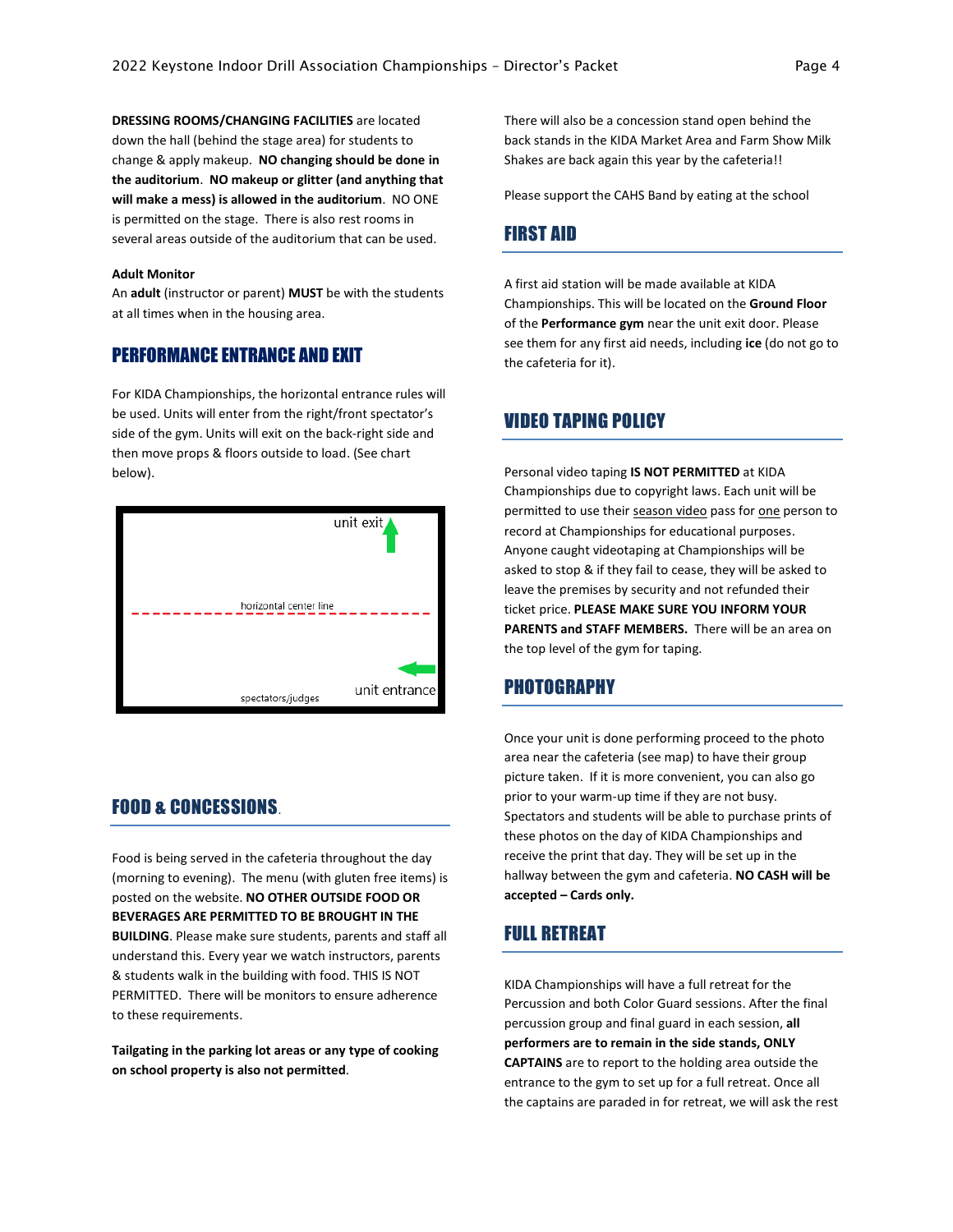**DRESSING ROOMS/CHANGING FACILITIES** are located down the hall (behind the stage area) for students to change & apply makeup. **NO changing should be done in the auditorium**. **NO makeup or glitter (and anything that will make a mess) is allowed in the auditorium**. NO ONE is permitted on the stage. There is also rest rooms in several areas outside of the auditorium that can be used.

**Adult Monitor**

An **adult** (instructor or parent) **MUST** be with the students at all times when in the housing area.

## PERFORMANCE ENTRANCE AND EXIT

For KIDA Championships, the horizontal entrance rules will be used. Units will enter from the right/front spectator's side of the gym. Units will exit on the back-right side and then move props & floors outside to load. (See chart below).

unit exit

horizontal center line

unit entrance

spectators/judges

## FOOD & CONCESSIONS

Food is being served in the cafeteria throughout the day (morning to evening). The menu (with gluten free items) is posted on the website. **NO OTHER OUTSIDE FOOD OR BEVERAGES ARE PERMITTED TO BE BROUGHT IN THE BUILDING**. Please make sure students, parents and staff all understand this. Every year we watch instructors, parents & students walk in the building with food. THIS IS NOT PERMITTED. There will be monitors to ensure adherence to these requirements.

**Tailgating in the parking lot areas or any type of cooking on school property is also not permitted**.

There will also be a concession stand open behind the back stands in the KIDA Market Area and Farm Show Milk Shakes are back again this year by the cafeteria!!

Please support the CAHS Band by eating at the school

## FIRST AID

A first aid station will be made available at KIDA Championships. This will be located on the **Ground Floor** of the **Performance gym** near the unit exit door. Please see them for any first aid needs, including **ice** (do not go to the cafeteria for it).

## VIDEO TAPING POLICY

Personal video taping **IS NOT PERMITTED** at KIDA Championships due to copyright laws. Each unit will be permitted to use their season video pass for one person to record at Championships for educational purposes. Anyone caught videotaping at Championships will be asked to stop & if they fail to cease, they will be asked to leave the premises by security and not refunded their ticket price. **PLEASE MAKE SURE YOU INFORM YOUR PARENTS and STAFF MEMBERS.** There will be an area on the top level of the gym for taping.

## PHOTOGRAPHY

Once your unit is done performing proceed to the photo area near the cafeteria (see map) to have their group picture taken. If it is more convenient, you can also go prior to your warm-up time if they are not busy. Spectators and students will be able to purchase prints of these photos on the day of KIDA Championships and receive the print that day. They will be set up in the hallway between the gym and cafeteria. **NO CASH will be accepted – Cards only.**

## FULL RETREAT

KIDA Championships will have a full retreat for the Percussion and both Color Guard sessions. After the final percussion group and final guard in each session, **all performers are to remain in the side stands, ONLY CAPTAINS** are to report to the holding area outside the entrance to the gym to set up for a full retreat. Once all the captains are paraded in for retreat, we will ask the rest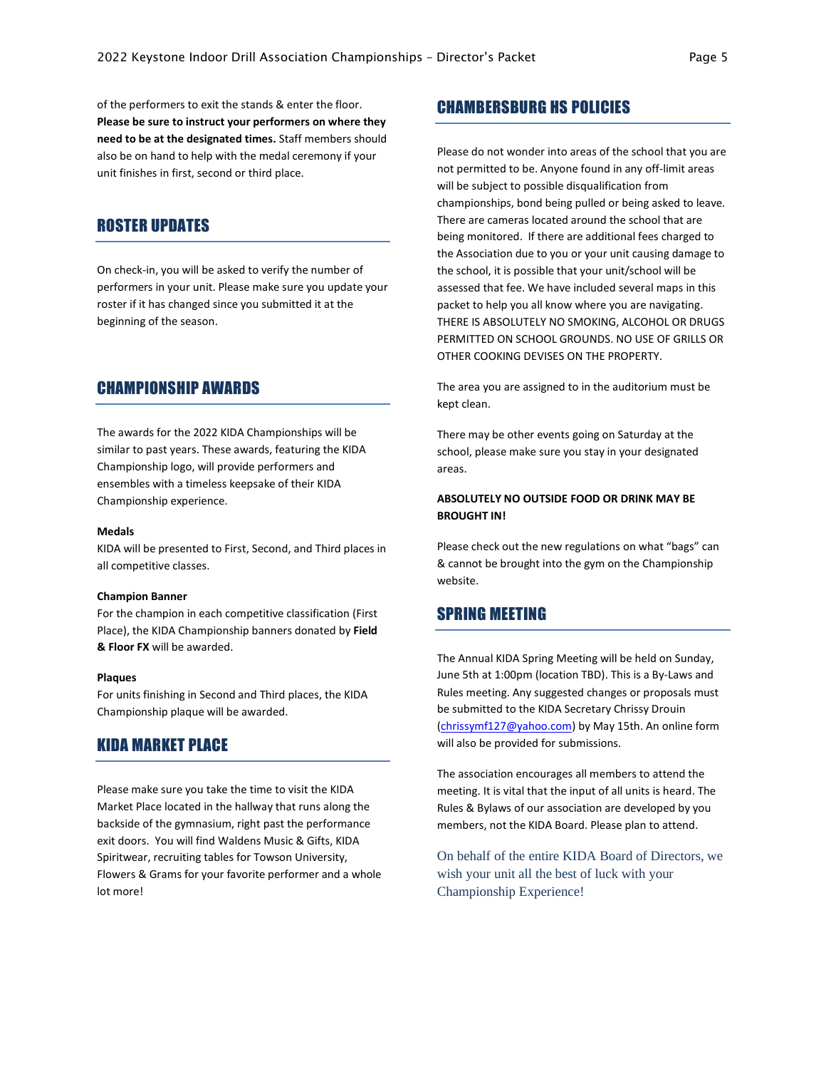of the performers to exit the stands & enter the floor. **Please be sure to instruct your performers on where they need to be at the designated times.** Staff members should also be on hand to help with the medal ceremony if your unit finishes in first, second or third place.

## ROSTER UPDATES

On check-in, you will be asked to verify the number of performers in your unit. Please make sure you update your roster if it has changed since you submitted it at the beginning of the season.

## CHAMPIONSHIP AWARDS

The awards for the 2022 KIDA Championships will be similar to past years. These awards, featuring the KIDA Championship logo, will provide performers and ensembles with a timeless keepsake of their KIDA Championship experience.

**Medals**

KIDA will be presented to First, Second, and Third places in all competitive classes.

**Champion Banner**

For the champion in each competitive classification (First Place), the KIDA Championship banners donated by **Field & Floor FX** will be awarded.

**Plaques**

For units finishing in Second and Third places, the KIDA Championship plaque will be awarded.

## KIDA MARKET PLACE

Please make sure you take the time to visit the KIDA Market Place located in the hallway that runs along the backside of the gymnasium, right past the performance exit doors. You will find Waldens Music & Gifts, KIDA Spiritwear, recruiting tables for Towson University, Flowers & Grams for your favorite performer and a whole lot more!

## CHAMBERSBURG HS POLICIES

Please do not wonder into areas of the school that you are not permitted to be. Anyone found in any off-limit areas will be subject to possible disqualification from championships, bond being pulled or being asked to leave. There are cameras located around the school that are being monitored. If there are additional fees charged to the Association due to you or your unit causing damage to the school, it is possible that your unit/school will be assessed that fee. We have included several maps in this packet to help you all know where you are navigating. THERE IS ABSOLUTELY NO SMOKING, ALCOHOL OR DRUGS PERMITTED ON SCHOOL GROUNDS. NO USE OF GRILLS OR OTHER COOKING DEVISES ON THE PROPERTY.

The area you are assigned to in the auditorium must be kept clean.

There may be other events going on Saturday at the school, please make sure you stay in your designated areas.

**ABSOLUTELY NO OUTSIDE FOOD OR DRINK MAY BE BROUGHT IN!**

Please check out the new regulations on what "bags" can & cannot be brought into the gym on the Championship website.

## SPRING MEETING

The Annual KIDA Spring Meeting will be held on Sunday, June 5th at 1:00pm (location TBD). This is a By-Laws and Rules meeting. Any suggested changes or proposals must be submitted to the KIDA Secretary Chrissy Drouin (chrissymf127@yahoo.com) by May 15th. An online form will also be provided for submissions.

The association encourages all members to attend the meeting. It is vital that the input of all units is heard. The Rules & Bylaws of our association are developed by you members, not the KIDA Board. Please plan to attend.

On behalf of the entire KIDA Board of Directors, we wish your unit all the best of luck with your Championship Experience!